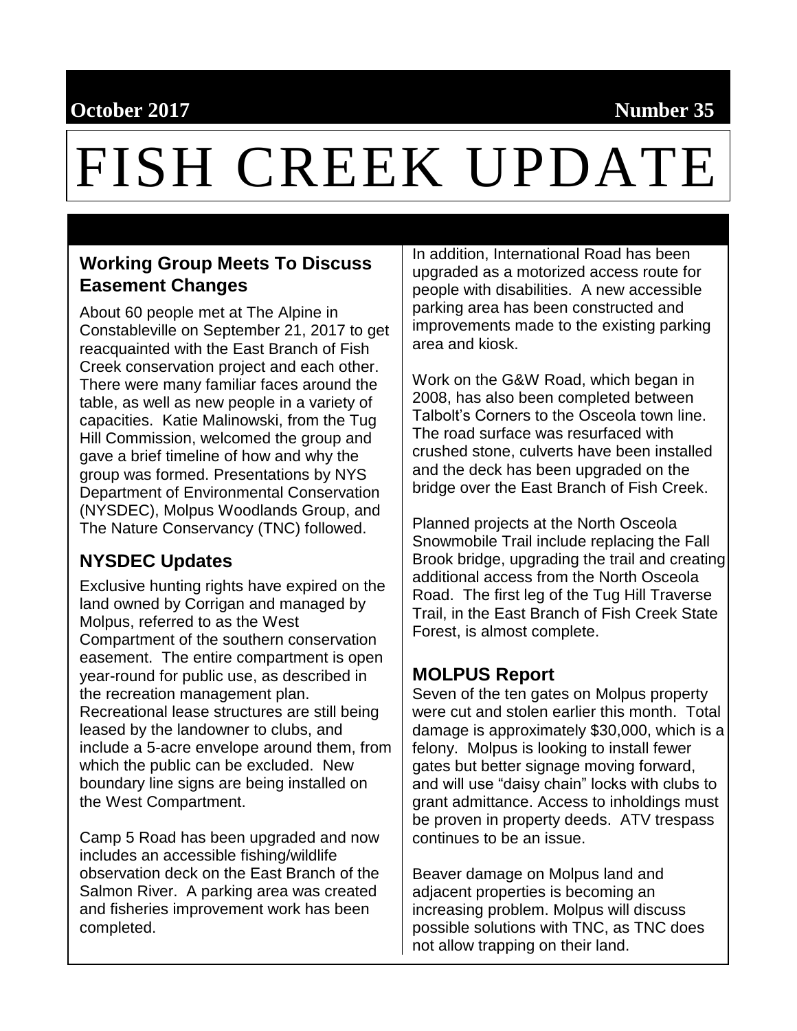**October 2017** **Number 35**

# FISH CREEK UPDATE

## Working Group Meets To Discuss Easement Changes

About 60 people met at The Alpine in Constableville on September 21, 2017 to get reacquainted with the East Branch of Fish Creek conservation project and each other. There were many familiar faces around the table, as well as new people in a variety of capacities. Katie Malinowski, from the Tug Hill Commission, welcomed the group and gave a brief timeline of how and why the group was formed. Presentations by NYS Department of Environmental Conservation (NYSDEC), Molpus Woodlands Group, and The Nature Conservancy (TNC) followed.

## NYSDEC Updates

Exclusive hunting rights have expired on the land owned by Corrigan and managed by Molpus, referred to as the West Compartment of the southern conservation easement. The entire compartment is open year-round for public use, as described in the recreation management plan. Recreational lease structures are still being leased by the landowner to clubs, and include a 5-acre envelope around them, from which the public can be excluded. New boundary line signs are being installed on the West Compartment.

Camp 5 Road has been upgraded and now includes an accessible fishing/wildlife observation deck on the East Branch of the Salmon River. A parking area was created and fisheries improvement work has been completed.

In addition, International Road has been upgraded as a motorized access route for people with disabilities. A new accessible parking area has been constructed and improvements made to the existing parking area and kiosk.

Work on the G&W Road, which began in 2008, has also been completed between Talbolt's Corners to the Osceola town line. The road surface was resurfaced with crushed stone, culverts have been installed and the deck has been upgraded on the bridge over the East Branch of Fish Creek.

Planned projects at the North Osceola Snowmobile Trail include replacing the Fall Brook bridge, upgrading the trail and creating additional access from the North Osceola Road. The first leg of the Tug Hill Traverse Trail, in the East Branch of Fish Creek State Forest, is almost complete.

## MOLPUS Report

Seven of the ten gates on Molpus property were cut and stolen earlier this month. Total damage is approximately $30,000, which is a felony. Molpus is looking to install fewer gates but better signage moving forward, and will use "daisy chain" locks with clubs to grant admittance. Access to inholdings must be proven in property deeds. ATV trespass continues to be an issue.

Beaver damage on Molpus land and adjacent properties is becoming an increasing problem. Molpus will discuss possible solutions with TNC, as TNC does not allow trapping on their land.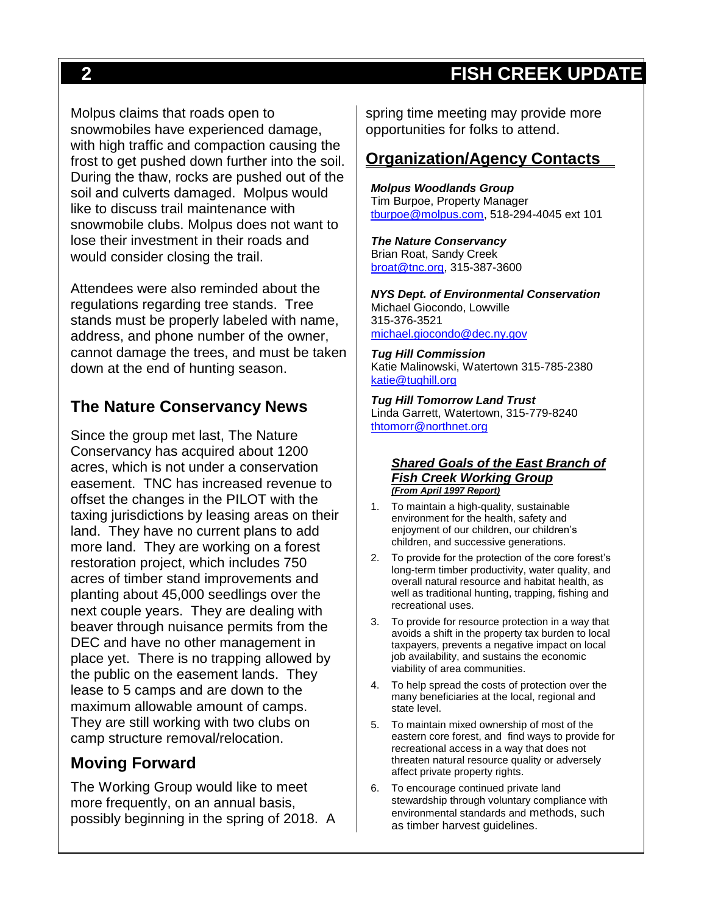Molpus claims that roads open to snowmobiles have experienced damage, with high traffic and compaction causing the frost to get pushed down further into the soil. During the thaw, rocks are pushed out of the soil and culverts damaged. Molpus would like to discuss trail maintenance with snowmobile clubs. Molpus does not want to lose their investment in their roads and would consider closing the trail.

Attendees were also reminded about the regulations regarding tree stands. Tree stands must be properly labeled with name, address, and phone number of the owner, cannot damage the trees, and must be taken down at the end of hunting season.

## The Nature Conservancy News

Since the group met last, The Nature Conservancy has acquired about 1200 acres, which is not under a conservation easement. TNC has increased revenue to offset the changes in the PILOT with the taxing jurisdictions by leasing areas on their land. They have no current plans to add more land. They are working on a forest restoration project, which includes 750 acres of timber stand improvements and planting about 45,000 seedlings over the next couple years. They are dealing with beaver through nuisance permits from the DEC and have no other management in place yet. There is no trapping allowed by the public on the easement lands. They lease to 5 camps and are down to the maximum allowable amount of camps. They are still working with two clubs on camp structure removal/relocation.

## Moving Forward

The Working Group would like to meet more frequently, on an annual basis, possibly beginning in the spring of 2018. A spring time meeting may provide more opportunities for folks to attend.

## Organization/Agency Contacts

***Molpus Woodlands Group***
Tim Burpoe, Property Manager
tburpoe@molpus.com, 518-294-4045 ext 101

***The Nature Conservancy***
Brian Roat, Sandy Creek
broat@tnc.org, 315-387-3600

***NYS Dept. of Environmental Conservation***
Michael Giocondo, Lowville
315-376-3521
michael.giocondo@dec.ny.gov

***Tug Hill Commission***
Katie Malinowski, Watertown 315-785-2380
katie@tughill.org

***Tug Hill Tomorrow Land Trust***
Linda Garrett, Watertown, 315-779-8240
thtomorr@northnet.org

### ***Shared Goals of the East Branch of Fish Creek Working Group***

***(From April 1997 Report)***

1. To maintain a high-quality, sustainable environment for the health, safety and enjoyment of our children, our children's children, and successive generations.
2. To provide for the protection of the core forest's long-term timber productivity, water quality, and overall natural resource and habitat health, as well as traditional hunting, trapping, fishing and recreational uses.
3. To provide for resource protection in a way that avoids a shift in the property tax burden to local taxpayers, prevents a negative impact on local job availability, and sustains the economic viability of area communities.
4. To help spread the costs of protection over the many beneficiaries at the local, regional and state level.
5. To maintain mixed ownership of most of the eastern core forest, and find ways to provide for recreational access in a way that does not threaten natural resource quality or adversely affect private property rights.
6. To encourage continued private land stewardship through voluntary compliance with environmental standards and methods, such as timber harvest guidelines.